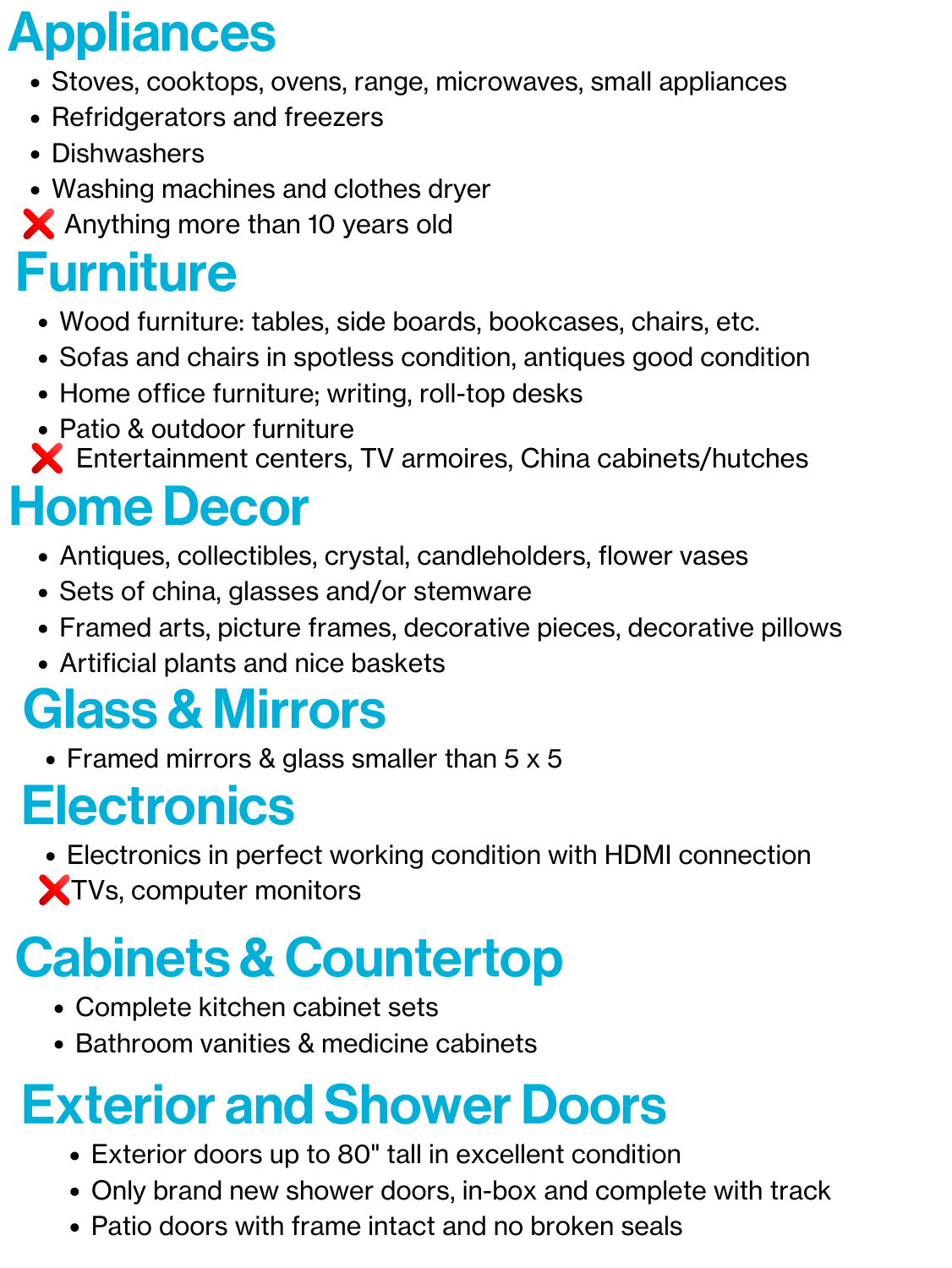# Appliances

- Stoves, cooktops, ovens, range, microwaves, small appliances
- Refridgerators and freezers
- Dishwashers
- Washing machines and clothes dryer

❌ Anything more than 10 years old

# Furniture

- Wood furniture: tables, side boards, bookcases, chairs, etc.
- Sofas and chairs in spotless condition, antiques good condition
- Home office furniture; writing, roll-top desks
- Patio & outdoor furniture

❌ Entertainment centers, TV armoires, China cabinets/hutches

# Home Decor

- Antiques, collectibles, crystal, candleholders, flower vases
- Sets of china, glasses and/or stemware
- Framed arts, picture frames, decorative pieces, decorative pillows
- Artificial plants and nice baskets

# Glass & Mirrors

- Framed mirrors & glass smaller than 5 x 5

# Electronics

- Electronics in perfect working condition with HDMI connection

❌TVs, computer monitors

# Cabinets & Countertop

- Complete kitchen cabinet sets
- Bathroom vanities & medicine cabinets

# Exterior and Shower Doors

- Exterior doors up to 80" tall in excellent condition
- Only brand new shower doors, in-box and complete with track
- Patio doors with frame intact and no broken seals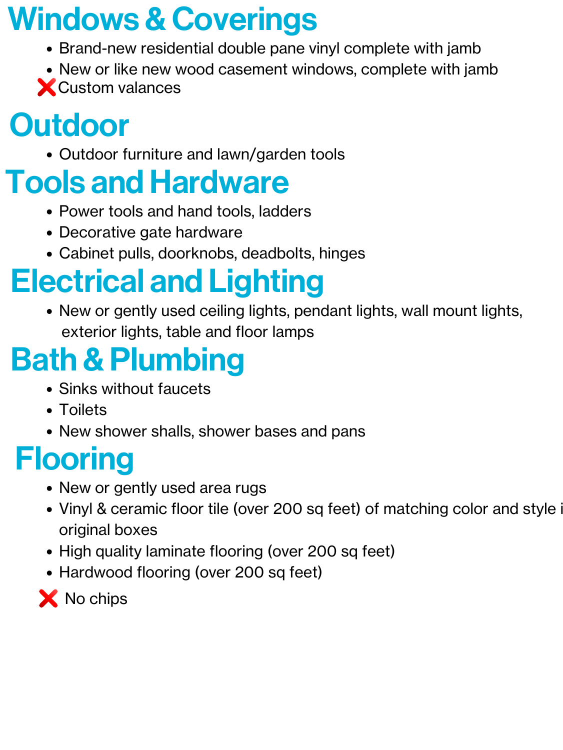# Windows & Coverings

- Brand-new residential double pane vinyl complete with jamb
- New or like new wood casement windows, complete with jamb

❌Custom valances

# Outdoor

- Outdoor furniture and lawn/garden tools

# Tools and Hardware

- Power tools and hand tools, ladders
- Decorative gate hardware
- Cabinet pulls, doorknobs, deadbolts, hinges

# Electrical and Lighting

- New or gently used ceiling lights, pendant lights, wall mount lights, exterior lights, table and floor lamps

# Bath & Plumbing

- Sinks without faucets
- Toilets
- New shower shalls, shower bases and pans

# Flooring

- New or gently used area rugs
- Vinyl & ceramic floor tile (over 200 sq feet) of matching color and style i original boxes
- High quality laminate flooring (over 200 sq feet)
- Hardwood flooring (over 200 sq feet)

❌ No chips